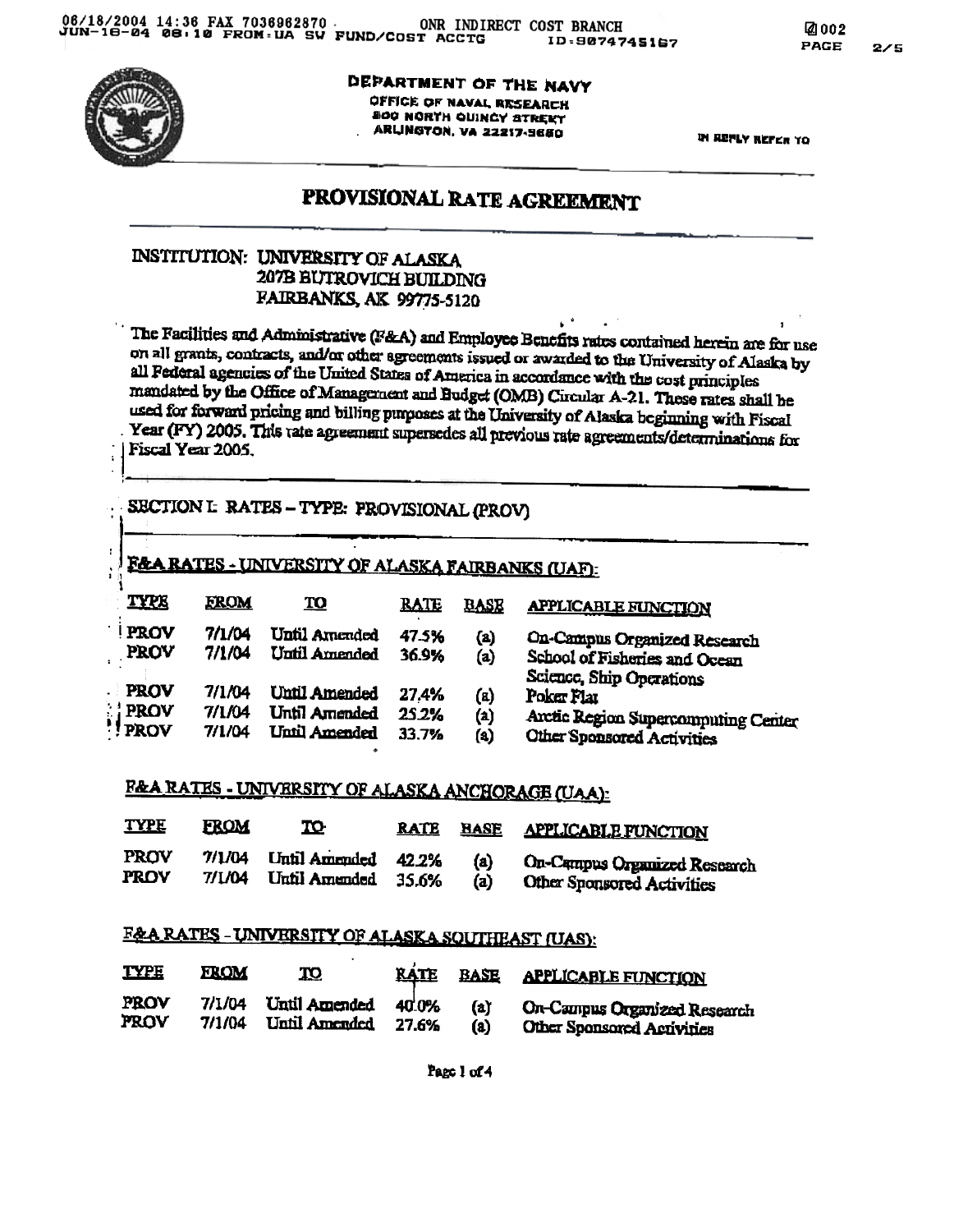DEPARTMENT OF THE NAVY
OFFICE OF NAVAL RESEARCH
800 NORTH QUINCY STREET
ARLINGTON, VA 22217-5660

IN REPLY REFER TO

# PROVISIONAL RATE AGREEMENT

INSTITUTION: UNIVERSITY OF ALASKA
207B BUTROVICH BUILDING
FAIRBANKS, AK 99775-5120

The Facilities and Administrative (F&A) and Employee Benefits rates contained herein are for use on all grants, contracts, and/or other agreements issued or awarded to the University of Alaska by all Federal agencies of the United States of America in accordance with the cost principles mandated by the Office of Management and Budget (OMB) Circular A-21. These rates shall be used for forward pricing and billing purposes at the University of Alaska beginning with Fiscal Year (FY) 2005. This rate agreement supersedes all previous rate agreements/determinations for Fiscal Year 2005.

## SECTION I: RATES – TYPE: PROVISIONAL (PROV)

### F&A RATES - UNIVERSITY OF ALASKA FAIRBANKS (UAF):

| TYPE | FROM | TO | RATE | BASE | APPLICABLE FUNCTION |
|---|---|---|---|---|---|
| PROV | 7/1/04 | Until Amended | 47.5% | (a) | On-Campus Organized Research |
| PROV | 7/1/04 | Until Amended | 36.9% | (a) | School of Fisheries and Ocean Science, Ship Operations |
| PROV | 7/1/04 | Until Amended | 27.4% | (a) | Poker Flat |
| PROV | 7/1/04 | Until Amended | 25.2% | (a) | Arctic Region Supercomputing Center |
| PROV | 7/1/04 | Until Amended | 33.7% | (a) | Other Sponsored Activities |

### F&A RATES - UNIVERSITY OF ALASKA ANCHORAGE (UAA):

| TYPE | FROM | TO | RATE | BASE | APPLICABLE FUNCTION |
|---|---|---|---|---|---|
| PROV | 7/1/04 | Until Amended | 42.2% | (a) | On-Campus Organized Research |
| PROV | 7/1/04 | Until Amended | 35.6% | (a) | Other Sponsored Activities |

### F&A RATES - UNIVERSITY OF ALASKA SOUTHEAST (UAS):

| TYPE | FROM | TO | RATE | BASE | APPLICABLE FUNCTION |
|---|---|---|---|---|---|
| PROV | 7/1/04 | Until Amended | 40.0% | (a) | On-Campus Organized Research |
| PROV | 7/1/04 | Until Amended | 27.6% | (a) | Other Sponsored Activities |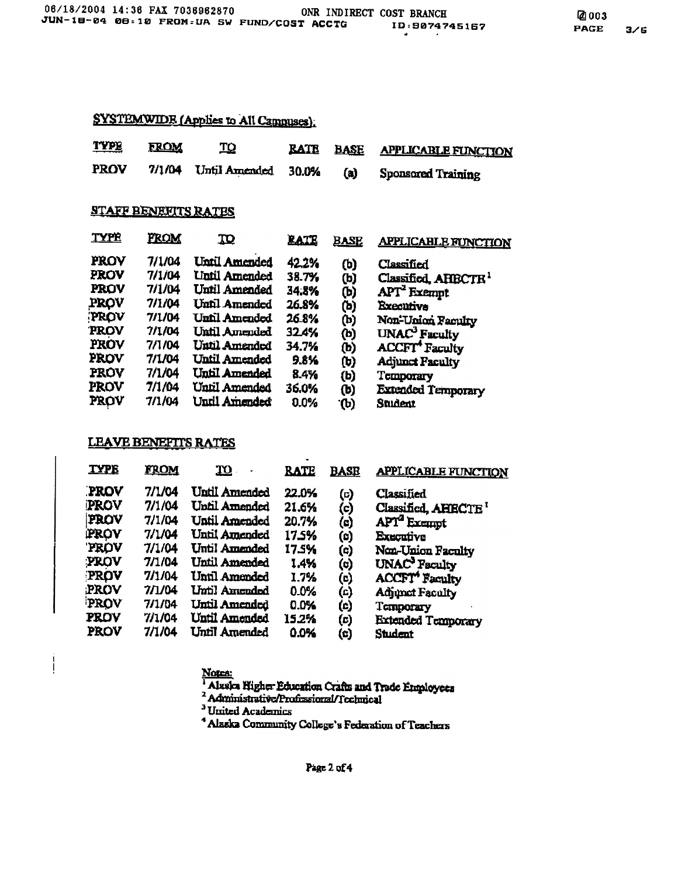## SYSTEMWIDE (Applies to All Campuses):

| TYPE | FROM | TO | RATE | BASE | APPLICABLE FUNCTION |
|---|---|---|---|---|---|
| PROV | 7/1/04 | Until Amended | 30.0% | (a) | Sponsored Training |

## STAFF BENEFITS RATES

| TYPE | FROM | TO | RATE | BASE | APPLICABLE FUNCTION |
|---|---|---|---|---|---|
| PROV | 7/1/04 | Until Amended | 42.2% | (b) | Classified |
| PROV | 7/1/04 | Until Amended | 38.7% | (b) | Classified, AHECTE[1] |
| PROV | 7/1/04 | Until Amended | 34.8% | (b) | APT[2] Exempt |
| PROV | 7/1/04 | Until Amended | 26.8% | (b) | Executive |
| PROV | 7/1/04 | Until Amended | 26.8% | (b) | Non-Union Faculty |
| PROV | 7/1/04 | Until Amended | 32.4% | (b) | UNAC[3] Faculty |
| PROV | 7/1/04 | Until Amended | 34.7% | (b) | ACCFT[4] Faculty |
| PROV | 7/1/04 | Until Amended | 9.8% | (b) | Adjunct Faculty |
| PROV | 7/1/04 | Until Amended | 8.4% | (b) | Temporary |
| PROV | 7/1/04 | Until Amended | 36.0% | (b) | Extended Temporary |
| PROV | 7/1/04 | Until Amended | 0.0% | (b) | Student |

## LEAVE BENEFITS RATES

| TYPE | FROM | TO | RATE | BASE | APPLICABLE FUNCTION |
|---|---|---|---|---|---|
| PROV | 7/1/04 | Until Amended | 22.0% | (c) | Classified |
| PROV | 7/1/04 | Until Amended | 21.6% | (c) | Classified, AHECTE[1] |
| PROV | 7/1/04 | Until Amended | 20.7% | (c) | APT[2] Exempt |
| PROV | 7/1/04 | Until Amended | 17.5% | (c) | Executive |
| PROV | 7/1/04 | Until Amended | 17.5% | (c) | Non-Union Faculty |
| PROV | 7/1/04 | Until Amended | 1.4% | (c) | UNAC[3] Faculty |
| PROV | 7/1/04 | Until Amended | 1.7% | (c) | ACCFT[4] Faculty |
| PROV | 7/1/04 | Until Amended | 0.0% | (c) | Adjunct Faculty |
| PROV | 7/1/04 | Until Amended | 0.0% | (c) | Temporary |
| PROV | 7/1/04 | Until Amended | 15.2% | (c) | Extended Temporary |
| PROV | 7/1/04 | Until Amended | 0.0% | (c) | Student |

Notes:

[1] Alaska Higher Education Crafts and Trade Employees

[2] Administrative/Professional/Technical

[3] United Academics

[4] Alaska Community College's Federation of Teachers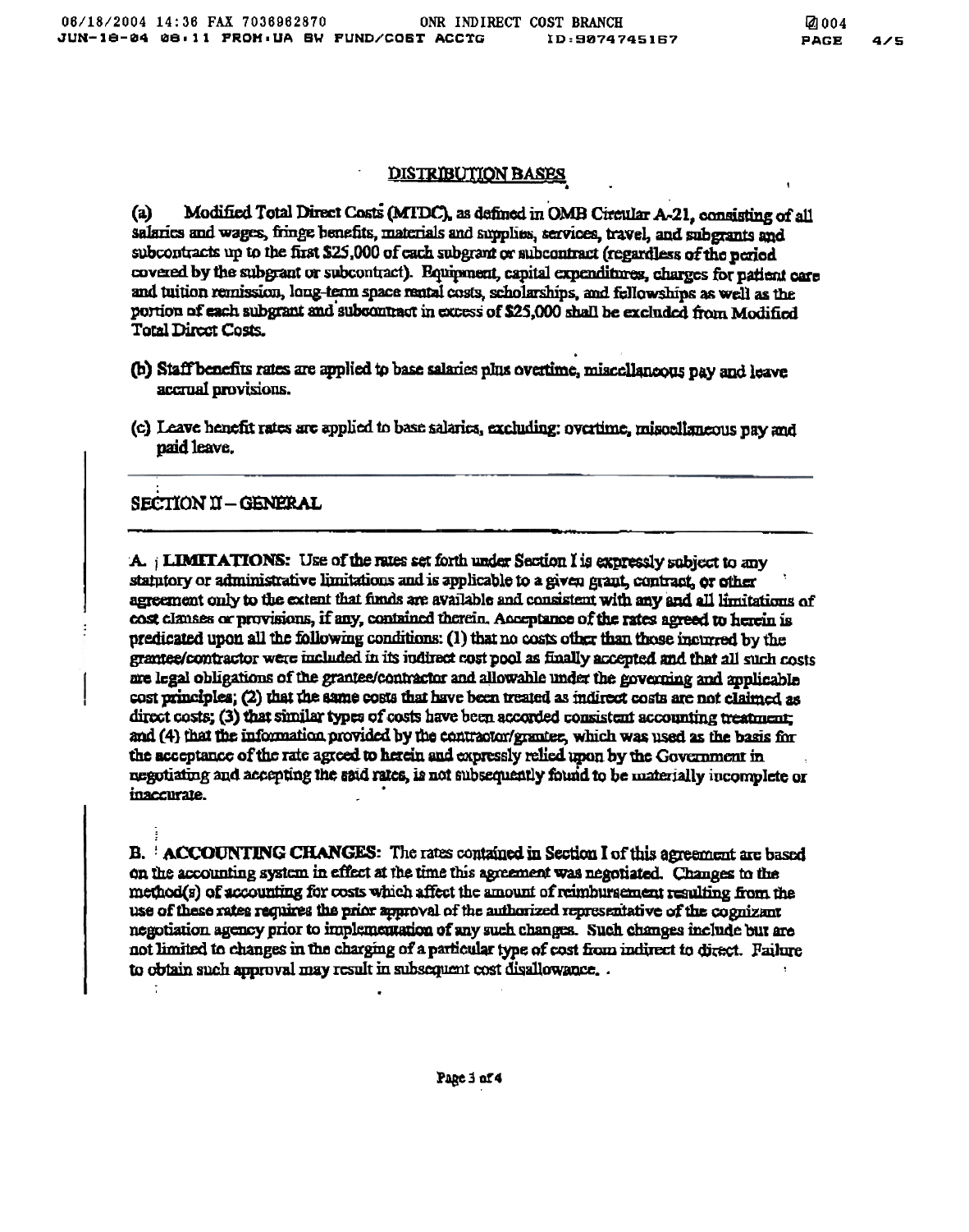## DISTRIBUTION BASES

(a) Modified Total Direct Costs (MTDC), as defined in OMB Circular A-21, consisting of all salaries and wages, fringe benefits, materials and supplies, services, travel, and subgrants and subcontracts up to the first $25,000 of each subgrant or subcontract (regardless of the period covered by the subgrant or subcontract). Equipment, capital expenditures, charges for patient care and tuition remission, long-term space rental costs, scholarships, and fellowships as well as the portion of each subgrant and subcontract in excess of $25,000 shall be excluded from Modified Total Direct Costs.

(b) Staff benefits rates are applied to base salaries plus overtime, miscellaneous pay and leave accrual provisions.

(c) Leave benefit rates are applied to base salaries, excluding: overtime, miscellaneous pay and paid leave.

---

## SECTION II – GENERAL

---

A. **LIMITATIONS:** Use of the rates set forth under Section I is expressly subject to any statutory or administrative limitations and is applicable to a given grant, contract, or other agreement only to the extent that funds are available and consistent with any and all limitations of cost clauses or provisions, if any, contained therein. Acceptance of the rates agreed to herein is predicated upon all the following conditions: (1) that no costs other than those incurred by the grantee/contractor were included in its indirect cost pool as finally accepted and that all such costs are legal obligations of the grantee/contractor and allowable under the governing and applicable cost principles; (2) that the same costs that have been treated as indirect costs are not claimed as direct costs; (3) that similar types of costs have been accorded consistent accounting treatment; and (4) that the information provided by the contractor/grantee, which was used as the basis for the acceptance of the rate agreed to herein and expressly relied upon by the Government in negotiating and accepting the said rates, is not subsequently found to be materially incomplete or inaccurate.

B. **ACCOUNTING CHANGES:** The rates contained in Section I of this agreement are based on the accounting system in effect at the time this agreement was negotiated. Changes to the method(s) of accounting for costs which affect the amount of reimbursement resulting from the use of these rates requires the prior approval of the authorized representative of the cognizant negotiation agency prior to implementation of any such changes. Such changes include but are not limited to changes in the charging of a particular type of cost from indirect to direct. Failure to obtain such approval may result in subsequent cost disallowance.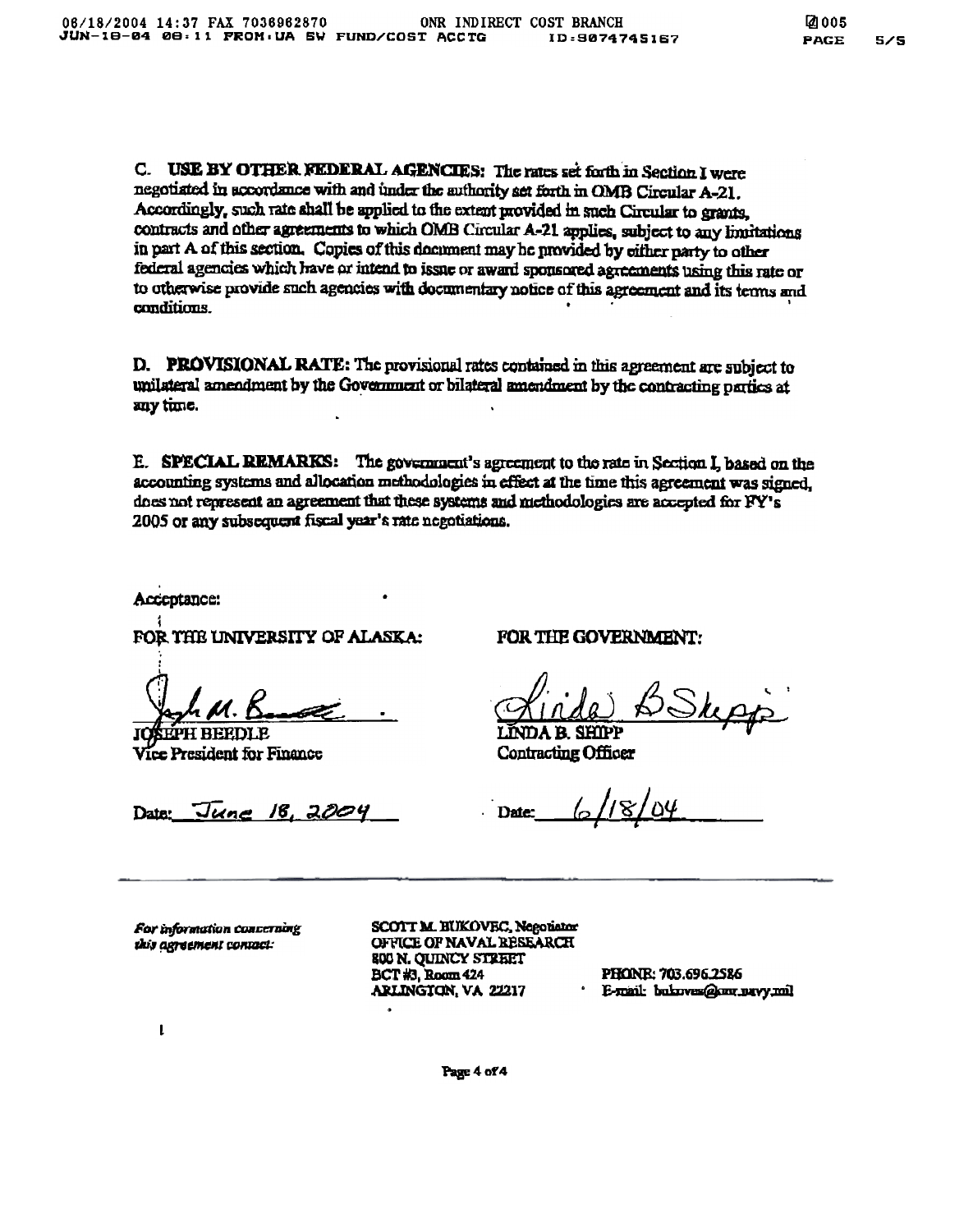**C. USE BY OTHER FEDERAL AGENCIES:** The rates set forth in Section I were negotiated in accordance with and under the authority set forth in OMB Circular A-21. Accordingly, such rate shall be applied to the extent provided in such Circular to grants, contracts and other agreements to which OMB Circular A-21 applies, subject to any limitations in part A of this section. Copies of this document may be provided by either party to other federal agencies which have or intend to issue or award sponsored agreements using this rate or to otherwise provide such agencies with documentary notice of this agreement and its terms and conditions.

**D. PROVISIONAL RATE:** The provisional rates contained in this agreement are subject to unilateral amendment by the Government or bilateral amendment by the contracting parties at any time.

**E. SPECIAL REMARKS:** The government's agreement to the rate in Section I, based on the accounting systems and allocation methodologies in effect at the time this agreement was signed, does not represent an agreement that these systems and methodologies are accepted for FY's 2005 or any subsequent fiscal year's rate negotiations.

Acceptance:

| FOR THE UNIVERSITY OF ALASKA: | FOR THE GOVERNMENT: |
| --- | --- |
| Joseph M. Beedle | Linda B. Shipp |
| JOSEPH BEEDLE | LINDA B. SHIPP |
| Vice President for Finance | Contracting Officer |
| Date: June 18, 2004 | Date: 6/18/04 |

*For information concerning this agreement contact:*

SCOTT M. BUKOVEC, Negotiator
OFFICE OF NAVAL RESEARCH
800 N. QUINCY STREET
BCT #3, Room 424
ARLINGTON, VA 22217

PHONE: 703.696.2586
E-mail: bukovec@onr.navy.mil